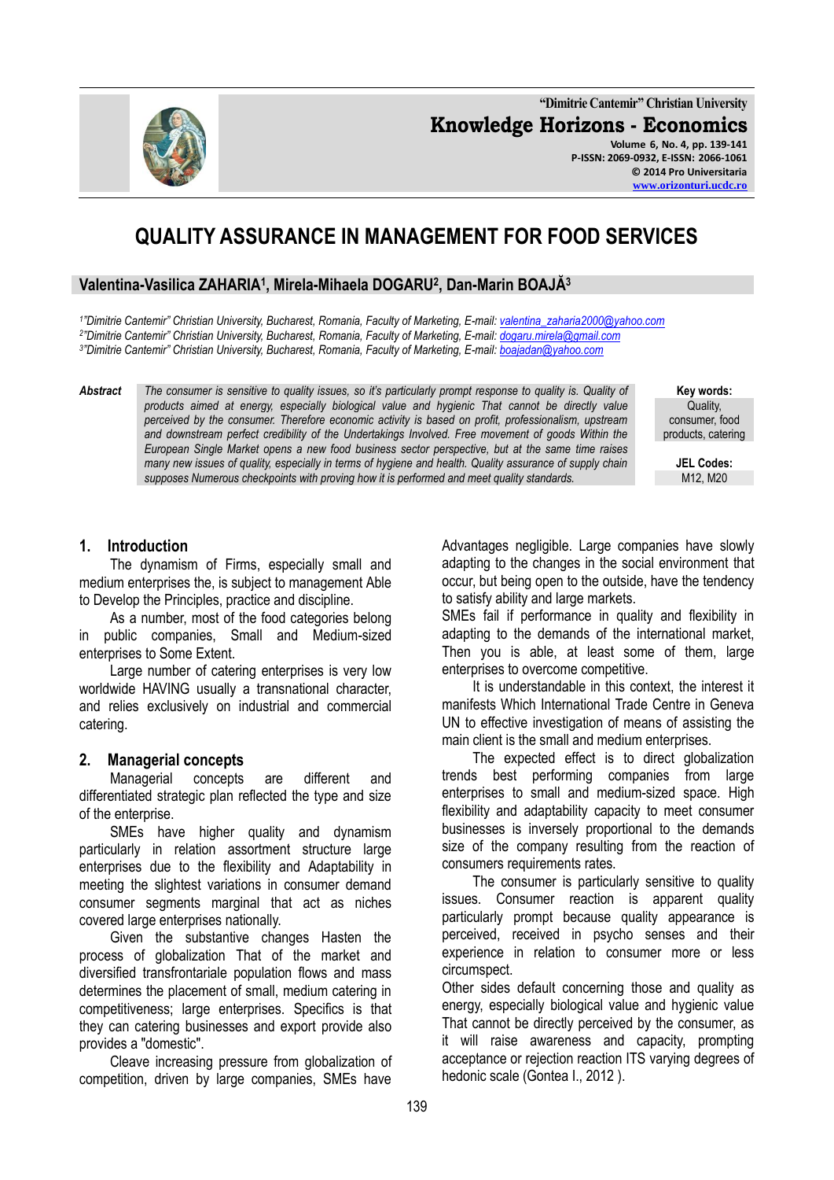# QUALITY ASSURANCE IN MANAGEMENT FOR FOOD SERVICES

**Valentina-Vasilica ZAHARIA[1], Mirela-Mihaela DOGARU[2], Dan-Marin BOAJĂ[3]**

*[1]"Dimitrie Cantemir" Christian University, Bucharest, Romania, Faculty of Marketing, E-mail: valentina_zaharia2000@yahoo.com*
*[2]"Dimitrie Cantemir" Christian University, Bucharest, Romania, Faculty of Marketing, E-mail: dogaru.mirela@gmail.com*
*[3]"Dimitrie Cantemir" Christian University, Bucharest, Romania, Faculty of Marketing, E-mail: boajadan@yahoo.com*

***Abstract*** *The consumer is sensitive to quality issues, so it's particularly prompt response to quality is. Quality of products aimed at energy, especially biological value and hygienic That cannot be directly value perceived by the consumer. Therefore economic activity is based on profit, professionalism, upstream and downstream perfect credibility of the Undertakings Involved. Free movement of goods Within the European Single Market opens a new food business sector perspective, but at the same time raises many new issues of quality, especially in terms of hygiene and health. Quality assurance of supply chain supposes Numerous checkpoints with proving how it is performed and meet quality standards.*

**Key words:** Quality, consumer, food products, catering

**JEL Codes:** M12, M20

## 1. Introduction

The dynamism of Firms, especially small and medium enterprises the, is subject to management Able to Develop the Principles, practice and discipline.

As a number, most of the food categories belong in public companies, Small and Medium-sized enterprises to Some Extent.

Large number of catering enterprises is very low worldwide HAVING usually a transnational character, and relies exclusively on industrial and commercial catering.

## 2. Managerial concepts

Managerial concepts are different and differentiated strategic plan reflected the type and size of the enterprise.

SMEs have higher quality and dynamism particularly in relation assortment structure large enterprises due to the flexibility and Adaptability in meeting the slightest variations in consumer demand consumer segments marginal that act as niches covered large enterprises nationally.

Given the substantive changes Hasten the process of globalization That of the market and diversified transfrontariale population flows and mass determines the placement of small, medium catering in competitiveness; large enterprises. Specifics is that they can catering businesses and export provide also provides a "domestic".

Cleave increasing pressure from globalization of competition, driven by large companies, SMEs have Advantages negligible. Large companies have slowly adapting to the changes in the social environment that occur, but being open to the outside, have the tendency to satisfy ability and large markets.

SMEs fail if performance in quality and flexibility in adapting to the demands of the international market, Then you is able, at least some of them, large enterprises to overcome competitive.

It is understandable in this context, the interest it manifests Which International Trade Centre in Geneva UN to effective investigation of means of assisting the main client is the small and medium enterprises.

The expected effect is to direct globalization trends best performing companies from large enterprises to small and medium-sized space. High flexibility and adaptability capacity to meet consumer businesses is inversely proportional to the demands size of the company resulting from the reaction of consumers requirements rates.

The consumer is particularly sensitive to quality issues. Consumer reaction is apparent quality particularly prompt because quality appearance is perceived, received in psycho senses and their experience in relation to consumer more or less circumspect.

Other sides default concerning those and quality as energy, especially biological value and hygienic value That cannot be directly perceived by the consumer, as it will raise awareness and capacity, prompting acceptance or rejection reaction ITS varying degrees of hedonic scale (Gontea I., 2012 ).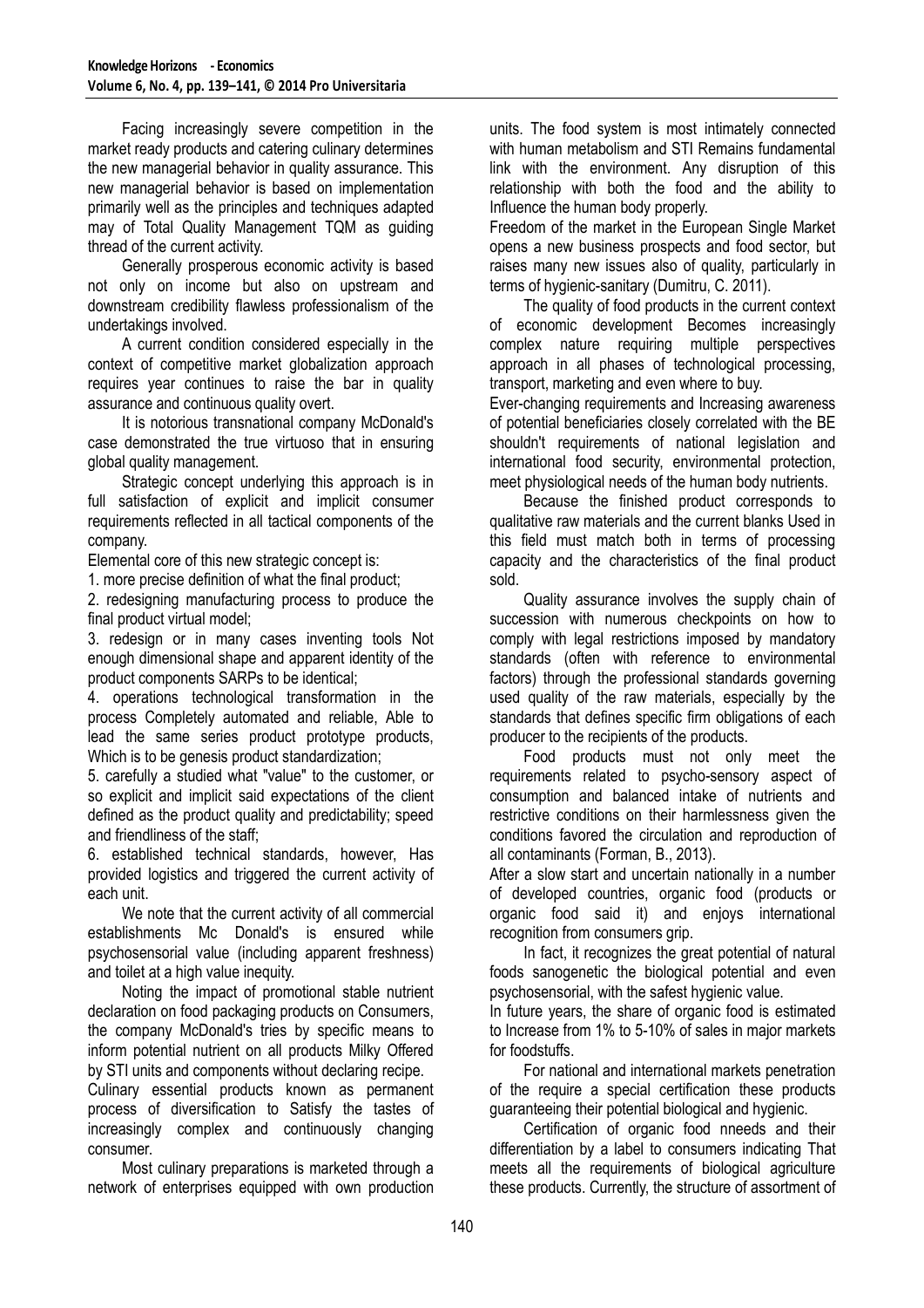Facing increasingly severe competition in the market ready products and catering culinary determines the new managerial behavior in quality assurance. This new managerial behavior is based on implementation primarily well as the principles and techniques adapted may of Total Quality Management TQM as guiding thread of the current activity.

Generally prosperous economic activity is based not only on income but also on upstream and downstream credibility flawless professionalism of the undertakings involved.

A current condition considered especially in the context of competitive market globalization approach requires year continues to raise the bar in quality assurance and continuous quality overt.

It is notorious transnational company McDonald's case demonstrated the true virtuoso that in ensuring global quality management.

Strategic concept underlying this approach is in full satisfaction of explicit and implicit consumer requirements reflected in all tactical components of the company.

Elemental core of this new strategic concept is:

1. more precise definition of what the final product;
2. redesigning manufacturing process to produce the final product virtual model;
3. redesign or in many cases inventing tools Not enough dimensional shape and apparent identity of the product components SARPs to be identical;
4. operations technological transformation in the process Completely automated and reliable, Able to lead the same series product prototype products, Which is to be genesis product standardization;
5. carefully a studied what "value" to the customer, or so explicit and implicit said expectations of the client defined as the product quality and predictability; speed and friendliness of the staff;
6. established technical standards, however, Has provided logistics and triggered the current activity of each unit.

We note that the current activity of all commercial establishments Mc Donald's is ensured while psychosensorial value (including apparent freshness) and toilet at a high value inequity.

Noting the impact of promotional stable nutrient declaration on food packaging products on Consumers, the company McDonald's tries by specific means to inform potential nutrient on all products Milky Offered by STI units and components without declaring recipe.

Culinary essential products known as permanent process of diversification to Satisfy the tastes of increasingly complex and continuously changing consumer.

Most culinary preparations is marketed through a network of enterprises equipped with own production units. The food system is most intimately connected with human metabolism and STI Remains fundamental link with the environment. Any disruption of this relationship with both the food and the ability to Influence the human body properly.

Freedom of the market in the European Single Market opens a new business prospects and food sector, but raises many new issues also of quality, particularly in terms of hygienic-sanitary (Dumitru, C. 2011).

The quality of food products in the current context of economic development Becomes increasingly complex nature requiring multiple perspectives approach in all phases of technological processing, transport, marketing and even where to buy.

Ever-changing requirements and Increasing awareness of potential beneficiaries closely correlated with the BE shouldn't requirements of national legislation and international food security, environmental protection, meet physiological needs of the human body nutrients.

Because the finished product corresponds to qualitative raw materials and the current blanks Used in this field must match both in terms of processing capacity and the characteristics of the final product sold.

Quality assurance involves the supply chain of succession with numerous checkpoints on how to comply with legal restrictions imposed by mandatory standards (often with reference to environmental factors) through the professional standards governing used quality of the raw materials, especially by the standards that defines specific firm obligations of each producer to the recipients of the products.

Food products must not only meet the requirements related to psycho-sensory aspect of consumption and balanced intake of nutrients and restrictive conditions on their harmlessness given the conditions favored the circulation and reproduction of all contaminants (Forman, B., 2013).

After a slow start and uncertain nationally in a number of developed countries, organic food (products or organic food said it) and enjoys international recognition from consumers grip.

In fact, it recognizes the great potential of natural foods sanogenetic the biological potential and even psychosensorial, with the safest hygienic value.

In future years, the share of organic food is estimated to Increase from 1% to 5-10% of sales in major markets for foodstuffs.

For national and international markets penetration of the require a special certification these products guaranteeing their potential biological and hygienic.

Certification of organic food nneeds and their differentiation by a label to consumers indicating That meets all the requirements of biological agriculture these products. Currently, the structure of assortment of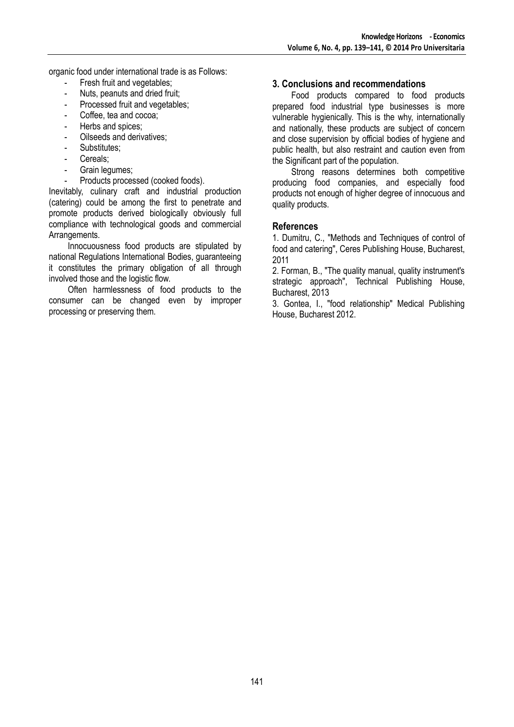organic food under international trade is as Follows:

- Fresh fruit and vegetables;
- Nuts, peanuts and dried fruit;
- Processed fruit and vegetables;
- Coffee, tea and cocoa;
- Herbs and spices;
- Oilseeds and derivatives;
- Substitutes;
- Cereals;
- Grain legumes;
- Products processed (cooked foods).

Inevitably, culinary craft and industrial production (catering) could be among the first to penetrate and promote products derived biologically obviously full compliance with technological goods and commercial Arrangements.

Innocuousness food products are stipulated by national Regulations International Bodies, guaranteeing it constitutes the primary obligation of all through involved those and the logistic flow.

Often harmlessness of food products to the consumer can be changed even by improper processing or preserving them.

## 3. Conclusions and recommendations

Food products compared to food products prepared food industrial type businesses is more vulnerable hygienically. This is the why, internationally and nationally, these products are subject of concern and close supervision by official bodies of hygiene and public health, but also restraint and caution even from the Significant part of the population.

Strong reasons determines both competitive producing food companies, and especially food products not enough of higher degree of innocuous and quality products.

## References

1. Dumitru, C., "Methods and Techniques of control of food and catering", Ceres Publishing House, Bucharest, 2011
2. Forman, B., "The quality manual, quality instrument's strategic approach", Technical Publishing House, Bucharest, 2013
3. Gontea, I., "food relationship" Medical Publishing House, Bucharest 2012.